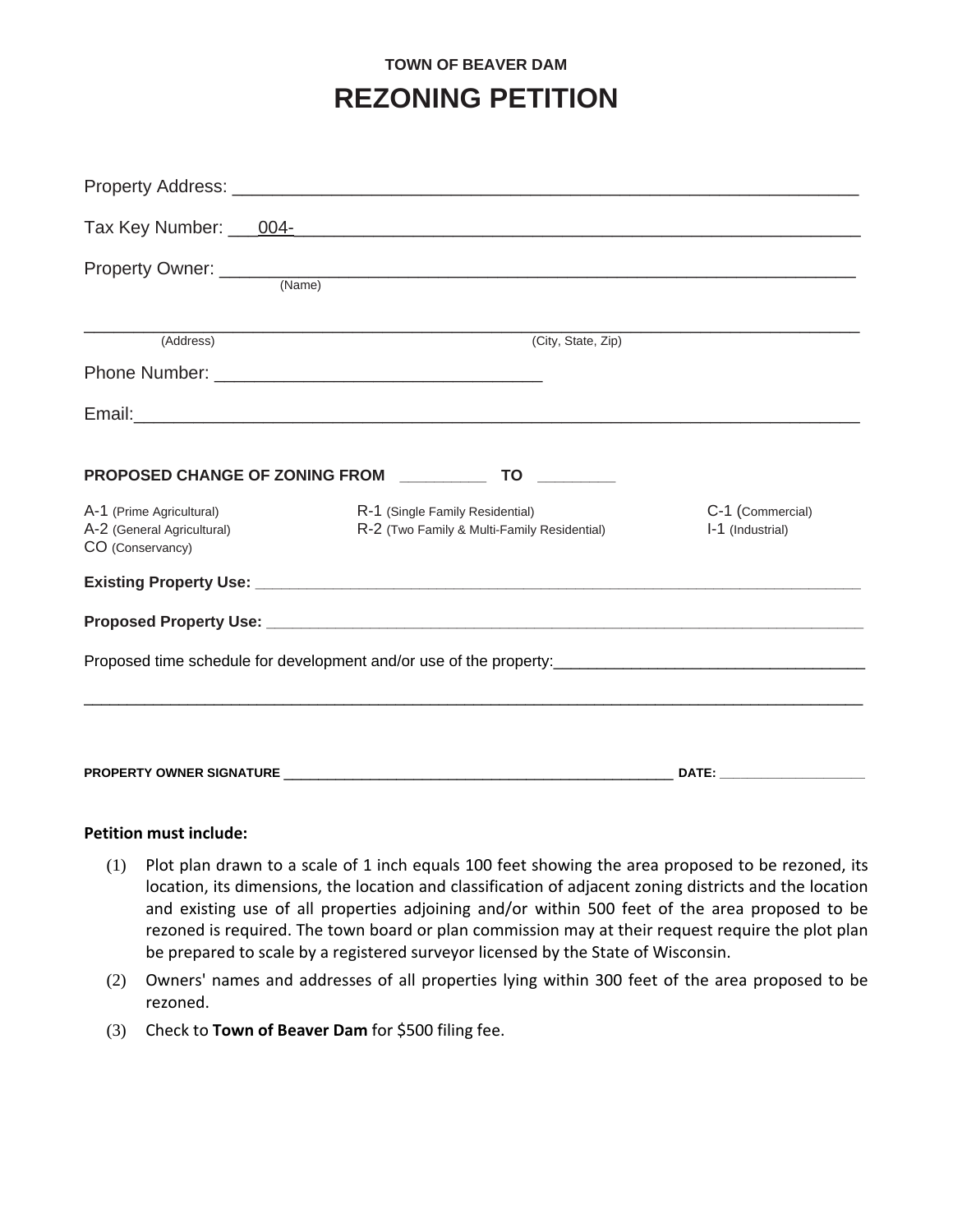TOWN OF BEAVER DAM

# REZONING PETITION

Property Address: ___________________________________________________________

Tax Key Number: ___004-_______________________________________________________

Property Owner: ____________________________________________________________
(Name)

___________________________________________________________________________
(Address) (City, State, Zip)

Phone Number: ________________________________

Email:_______________________________________________________________________

**PROPOSED CHANGE OF ZONING FROM** __________ **TO** _________

A-1 (Prime Agricultural)
A-2 (General Agricultural)
CO (Conservancy)
R-1 (Single Family Residential)
R-2 (Two Family & Multi-Family Residential)
C-1 (Commercial)
I-1 (Industrial)

**Existing Property Use:** _____________________________________________________________

**Proposed Property Use:** _____________________________________________________________

Proposed time schedule for development and/or use of the property:_____________________________

___________________________________________________________________________

**PROPERTY OWNER SIGNATURE** _____________________________________________ **DATE:** ________________

**Petition must include:**

(1) Plot plan drawn to a scale of 1 inch equals 100 feet showing the area proposed to be rezoned, its location, its dimensions, the location and classification of adjacent zoning districts and the location and existing use of all properties adjoining and/or within 500 feet of the area proposed to be rezoned is required. The town board or plan commission may at their request require the plot plan be prepared to scale by a registered surveyor licensed by the State of Wisconsin.

(2) Owners' names and addresses of all properties lying within 300 feet of the area proposed to be rezoned.

(3) Check to **Town of Beaver Dam** for $500 filing fee.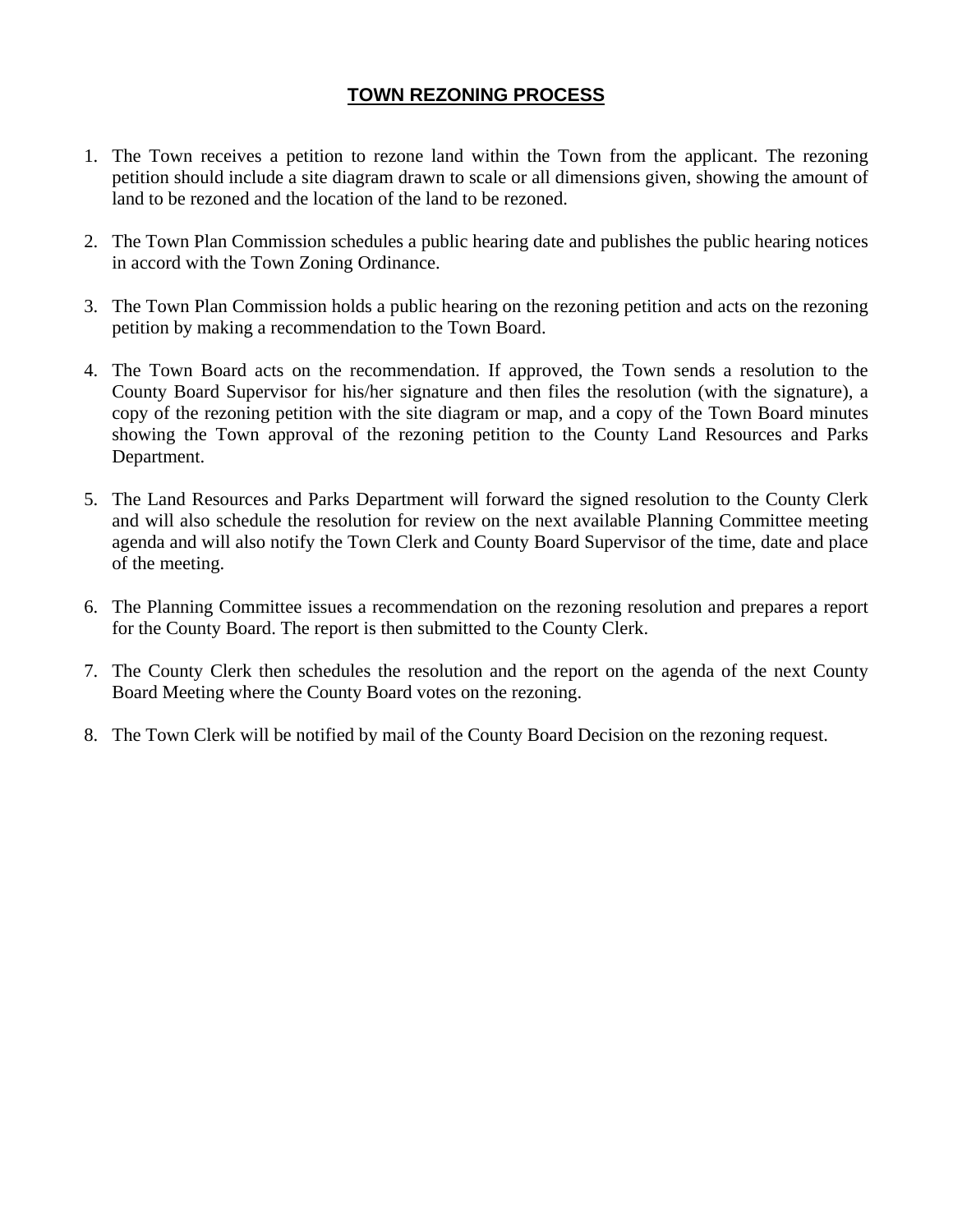# TOWN REZONING PROCESS

1. The Town receives a petition to rezone land within the Town from the applicant. The rezoning petition should include a site diagram drawn to scale or all dimensions given, showing the amount of land to be rezoned and the location of the land to be rezoned.

2. The Town Plan Commission schedules a public hearing date and publishes the public hearing notices in accord with the Town Zoning Ordinance.

3. The Town Plan Commission holds a public hearing on the rezoning petition and acts on the rezoning petition by making a recommendation to the Town Board.

4. The Town Board acts on the recommendation. If approved, the Town sends a resolution to the County Board Supervisor for his/her signature and then files the resolution (with the signature), a copy of the rezoning petition with the site diagram or map, and a copy of the Town Board minutes showing the Town approval of the rezoning petition to the County Land Resources and Parks Department.

5. The Land Resources and Parks Department will forward the signed resolution to the County Clerk and will also schedule the resolution for review on the next available Planning Committee meeting agenda and will also notify the Town Clerk and County Board Supervisor of the time, date and place of the meeting.

6. The Planning Committee issues a recommendation on the rezoning resolution and prepares a report for the County Board. The report is then submitted to the County Clerk.

7. The County Clerk then schedules the resolution and the report on the agenda of the next County Board Meeting where the County Board votes on the rezoning.

8. The Town Clerk will be notified by mail of the County Board Decision on the rezoning request.